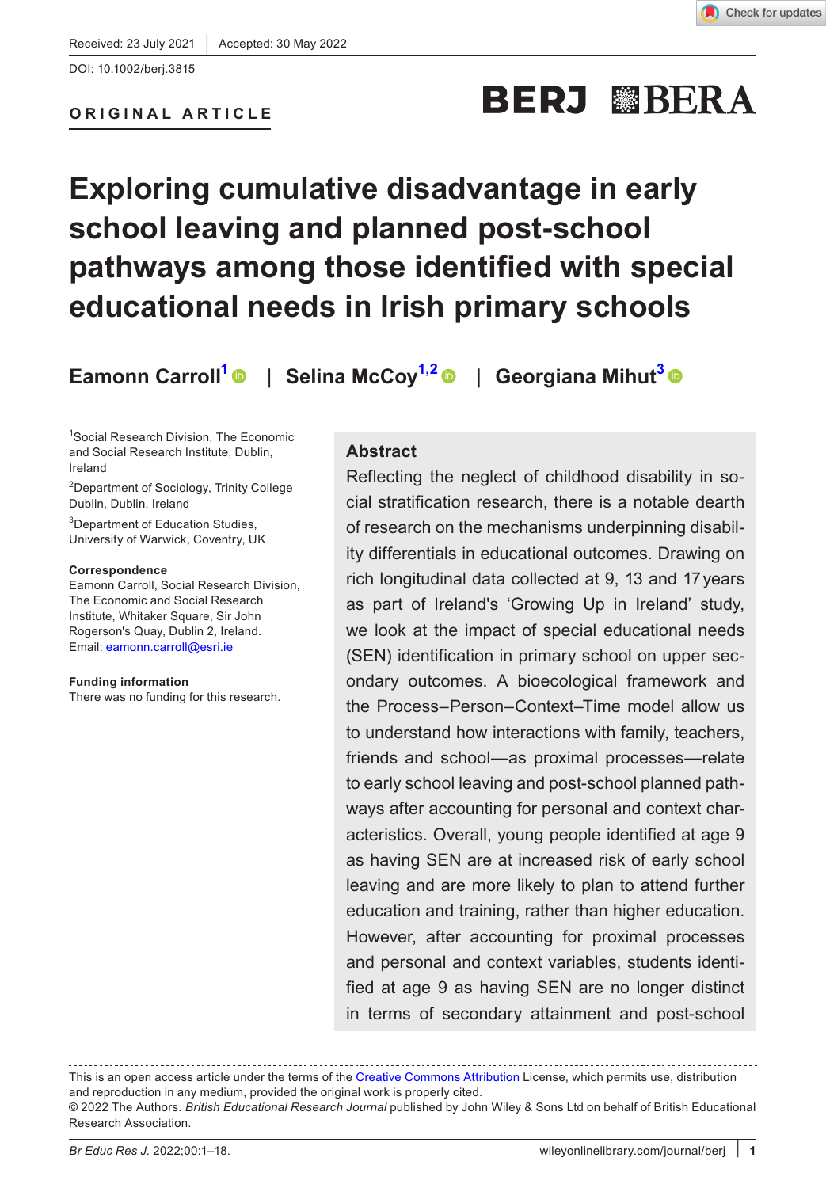Received: 23 July 2021 | Accepted: 30 May 2022

DOI: 10.1002/berj.3815

**ORIGINAL ARTICLE**

# Exploring cumulative disadvantage in early school leaving and planned post-school pathways among those identified with special educational needs in Irish primary schools

**Eamonn Carroll**[1] | **Selina McCoy**[1,2] | **Georgiana Mihut**[3]

[1]Social Research Division, The Economic and Social Research Institute, Dublin, Ireland

[2]Department of Sociology, Trinity College Dublin, Dublin, Ireland

[3]Department of Education Studies, University of Warwick, Coventry, UK

**Correspondence**
Eamonn Carroll, Social Research Division, The Economic and Social Research Institute, Whitaker Square, Sir John Rogerson's Quay, Dublin 2, Ireland.
Email: eamonn.carroll@esri.ie

**Funding information**
There was no funding for this research.

## Abstract

Reflecting the neglect of childhood disability in social stratification research, there is a notable dearth of research on the mechanisms underpinning disability differentials in educational outcomes. Drawing on rich longitudinal data collected at 9, 13 and 17 years as part of Ireland's 'Growing Up in Ireland' study, we look at the impact of special educational needs (SEN) identification in primary school on upper secondary outcomes. A bioecological framework and the Process–Person–Context–Time model allow us to understand how interactions with family, teachers, friends and school—as proximal processes—relate to early school leaving and post-school planned pathways after accounting for personal and context characteristics. Overall, young people identified at age 9 as having SEN are at increased risk of early school leaving and are more likely to plan to attend further education and training, rather than higher education. However, after accounting for proximal processes and personal and context variables, students identified at age 9 as having SEN are no longer distinct in terms of secondary attainment and post-school

This is an open access article under the terms of the Creative Commons Attribution License, which permits use, distribution and reproduction in any medium, provided the original work is properly cited.
© 2022 The Authors. *British Educational Research Journal* published by John Wiley & Sons Ltd on behalf of British Educational Research Association.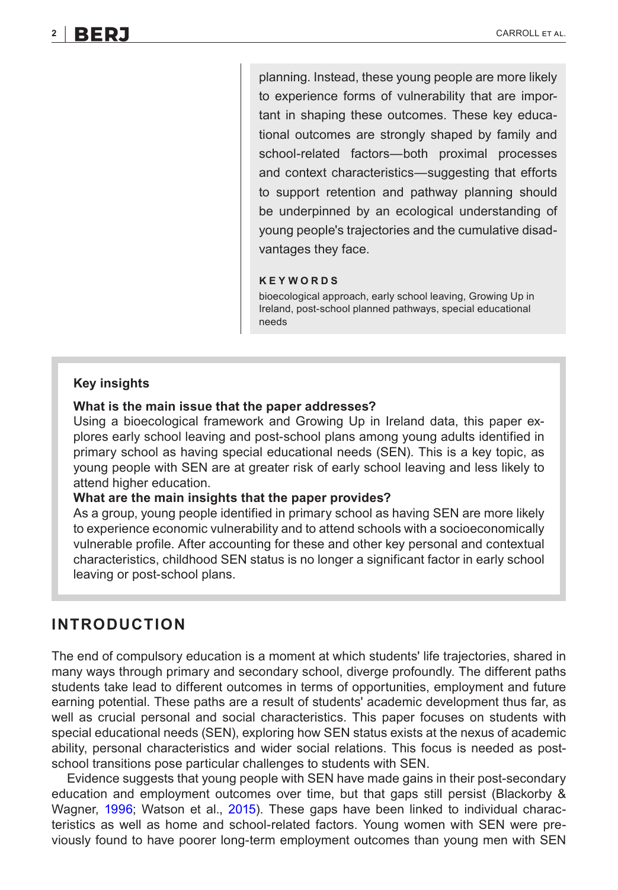planning. Instead, these young people are more likely to experience forms of vulnerability that are important in shaping these outcomes. These key educational outcomes are strongly shaped by family and school-related factors—both proximal processes and context characteristics—suggesting that efforts to support retention and pathway planning should be underpinned by an ecological understanding of young people's trajectories and the cumulative disadvantages they face.

**KEYWORDS**

bioecological approach, early school leaving, Growing Up in Ireland, post-school planned pathways, special educational needs

> **Key insights**
>
> **What is the main issue that the paper addresses?**
>
> Using a bioecological framework and Growing Up in Ireland data, this paper explores early school leaving and post-school plans among young adults identified in primary school as having special educational needs (SEN). This is a key topic, as young people with SEN are at greater risk of early school leaving and less likely to attend higher education.
>
> **What are the main insights that the paper provides?**
>
> As a group, young people identified in primary school as having SEN are more likely to experience economic vulnerability and to attend schools with a socioeconomically vulnerable profile. After accounting for these and other key personal and contextual characteristics, childhood SEN status is no longer a significant factor in early school leaving or post-school plans.

## INTRODUCTION

The end of compulsory education is a moment at which students' life trajectories, shared in many ways through primary and secondary school, diverge profoundly. The different paths students take lead to different outcomes in terms of opportunities, employment and future earning potential. These paths are a result of students' academic development thus far, as well as crucial personal and social characteristics. This paper focuses on students with special educational needs (SEN), exploring how SEN status exists at the nexus of academic ability, personal characteristics and wider social relations. This focus is needed as post-school transitions pose particular challenges to students with SEN.

Evidence suggests that young people with SEN have made gains in their post-secondary education and employment outcomes over time, but that gaps still persist (Blackorby & Wagner, 1996; Watson et al., 2015). These gaps have been linked to individual characteristics as well as home and school-related factors. Young women with SEN were previously found to have poorer long-term employment outcomes than young men with SEN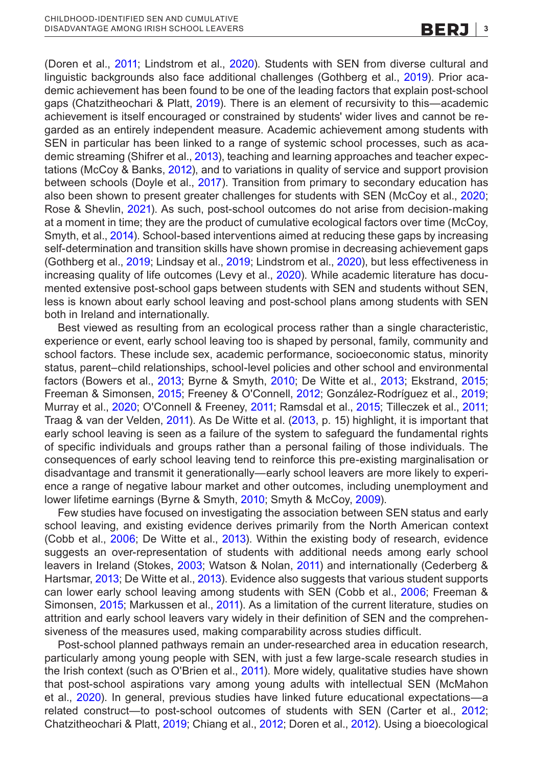(Doren et al., 2011; Lindstrom et al., 2020). Students with SEN from diverse cultural and linguistic backgrounds also face additional challenges (Gothberg et al., 2019). Prior academic achievement has been found to be one of the leading factors that explain post-school gaps (Chatzitheochari & Platt, 2019). There is an element of recursivity to this—academic achievement is itself encouraged or constrained by students' wider lives and cannot be regarded as an entirely independent measure. Academic achievement among students with SEN in particular has been linked to a range of systemic school processes, such as academic streaming (Shifrer et al., 2013), teaching and learning approaches and teacher expectations (McCoy & Banks, 2012), and to variations in quality of service and support provision between schools (Doyle et al., 2017). Transition from primary to secondary education has also been shown to present greater challenges for students with SEN (McCoy et al., 2020; Rose & Shevlin, 2021). As such, post-school outcomes do not arise from decision-making at a moment in time; they are the product of cumulative ecological factors over time (McCoy, Smyth, et al., 2014). School-based interventions aimed at reducing these gaps by increasing self-determination and transition skills have shown promise in decreasing achievement gaps (Gothberg et al., 2019; Lindsay et al., 2019; Lindstrom et al., 2020), but less effectiveness in increasing quality of life outcomes (Levy et al., 2020). While academic literature has documented extensive post-school gaps between students with SEN and students without SEN, less is known about early school leaving and post-school plans among students with SEN both in Ireland and internationally.

Best viewed as resulting from an ecological process rather than a single characteristic, experience or event, early school leaving too is shaped by personal, family, community and school factors. These include sex, academic performance, socioeconomic status, minority status, parent–child relationships, school-level policies and other school and environmental factors (Bowers et al., 2013; Byrne & Smyth, 2010; De Witte et al., 2013; Ekstrand, 2015; Freeman & Simonsen, 2015; Freeney & O'Connell, 2012; González-Rodríguez et al., 2019; Murray et al., 2020; O'Connell & Freeney, 2011; Ramsdal et al., 2015; Tilleczek et al., 2011; Traag & van der Velden, 2011). As De Witte et al. (2013, p. 15) highlight, it is important that early school leaving is seen as a failure of the system to safeguard the fundamental rights of specific individuals and groups rather than a personal failing of those individuals. The consequences of early school leaving tend to reinforce this pre-existing marginalisation or disadvantage and transmit it generationally—early school leavers are more likely to experience a range of negative labour market and other outcomes, including unemployment and lower lifetime earnings (Byrne & Smyth, 2010; Smyth & McCoy, 2009).

Few studies have focused on investigating the association between SEN status and early school leaving, and existing evidence derives primarily from the North American context (Cobb et al., 2006; De Witte et al., 2013). Within the existing body of research, evidence suggests an over-representation of students with additional needs among early school leavers in Ireland (Stokes, 2003; Watson & Nolan, 2011) and internationally (Cederberg & Hartsmar, 2013; De Witte et al., 2013). Evidence also suggests that various student supports can lower early school leaving among students with SEN (Cobb et al., 2006; Freeman & Simonsen, 2015; Markussen et al., 2011). As a limitation of the current literature, studies on attrition and early school leavers vary widely in their definition of SEN and the comprehensiveness of the measures used, making comparability across studies difficult.

Post-school planned pathways remain an under-researched area in education research, particularly among young people with SEN, with just a few large-scale research studies in the Irish context (such as O'Brien et al., 2011). More widely, qualitative studies have shown that post-school aspirations vary among young adults with intellectual SEN (McMahon et al., 2020). In general, previous studies have linked future educational expectations—a related construct—to post-school outcomes of students with SEN (Carter et al., 2012; Chatzitheochari & Platt, 2019; Chiang et al., 2012; Doren et al., 2012). Using a bioecological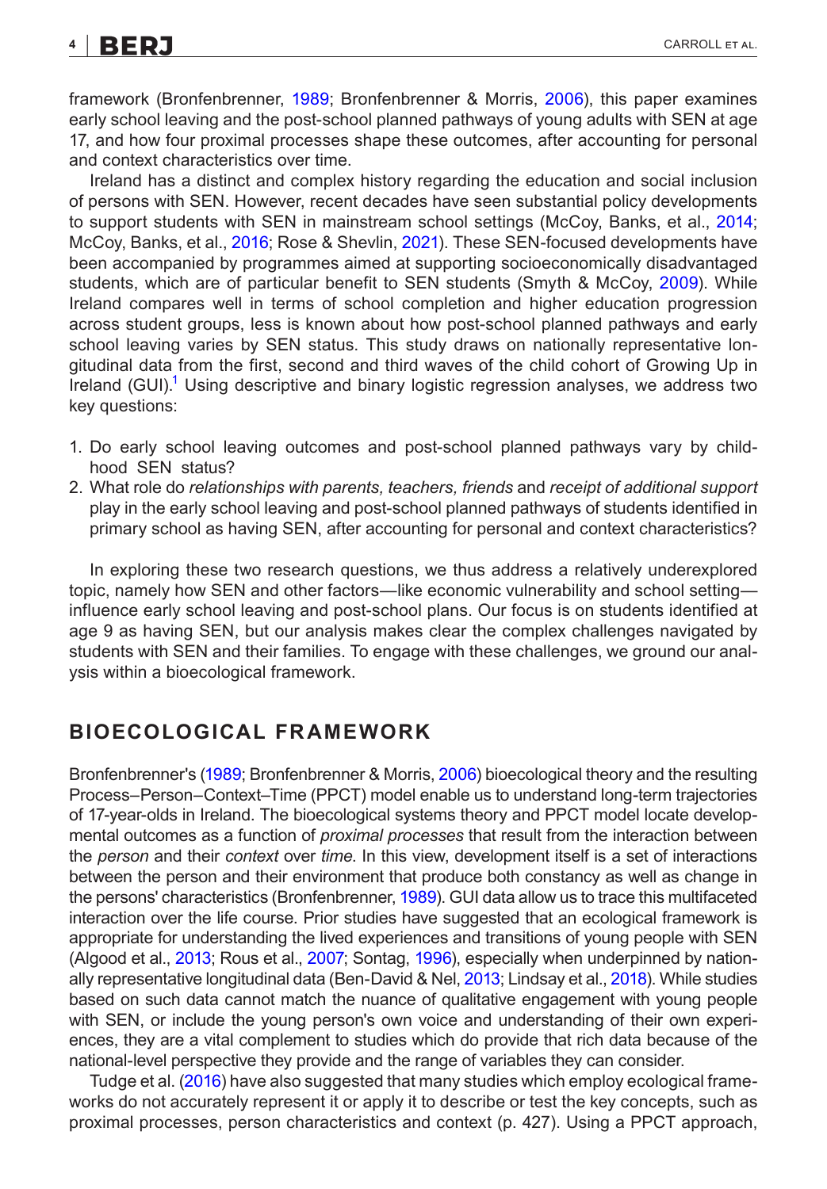framework (Bronfenbrenner, 1989; Bronfenbrenner & Morris, 2006), this paper examines early school leaving and the post-school planned pathways of young adults with SEN at age 17, and how four proximal processes shape these outcomes, after accounting for personal and context characteristics over time.

Ireland has a distinct and complex history regarding the education and social inclusion of persons with SEN. However, recent decades have seen substantial policy developments to support students with SEN in mainstream school settings (McCoy, Banks, et al., 2014; McCoy, Banks, et al., 2016; Rose & Shevlin, 2021). These SEN-focused developments have been accompanied by programmes aimed at supporting socioeconomically disadvantaged students, which are of particular benefit to SEN students (Smyth & McCoy, 2009). While Ireland compares well in terms of school completion and higher education progression across student groups, less is known about how post-school planned pathways and early school leaving varies by SEN status. This study draws on nationally representative longitudinal data from the first, second and third waves of the child cohort of Growing Up in Ireland (GUI).[1] Using descriptive and binary logistic regression analyses, we address two key questions:

1. Do early school leaving outcomes and post-school planned pathways vary by childhood SEN status?
2. What role do *relationships with parents, teachers, friends* and *receipt of additional support* play in the early school leaving and post-school planned pathways of students identified in primary school as having SEN, after accounting for personal and context characteristics?

In exploring these two research questions, we thus address a relatively underexplored topic, namely how SEN and other factors—like economic vulnerability and school setting—influence early school leaving and post-school plans. Our focus is on students identified at age 9 as having SEN, but our analysis makes clear the complex challenges navigated by students with SEN and their families. To engage with these challenges, we ground our analysis within a bioecological framework.

## BIOECOLOGICAL FRAMEWORK

Bronfenbrenner's (1989; Bronfenbrenner & Morris, 2006) bioecological theory and the resulting Process–Person–Context–Time (PPCT) model enable us to understand long-term trajectories of 17-year-olds in Ireland. The bioecological systems theory and PPCT model locate developmental outcomes as a function of *proximal processes* that result from the interaction between the *person* and their *context* over *time*. In this view, development itself is a set of interactions between the person and their environment that produce both constancy as well as change in the persons' characteristics (Bronfenbrenner, 1989). GUI data allow us to trace this multifaceted interaction over the life course. Prior studies have suggested that an ecological framework is appropriate for understanding the lived experiences and transitions of young people with SEN (Algood et al., 2013; Rous et al., 2007; Sontag, 1996), especially when underpinned by nationally representative longitudinal data (Ben-David & Nel, 2013; Lindsay et al., 2018). While studies based on such data cannot match the nuance of qualitative engagement with young people with SEN, or include the young person's own voice and understanding of their own experiences, they are a vital complement to studies which do provide that rich data because of the national-level perspective they provide and the range of variables they can consider.

Tudge et al. (2016) have also suggested that many studies which employ ecological frameworks do not accurately represent it or apply it to describe or test the key concepts, such as proximal processes, person characteristics and context (p. 427). Using a PPCT approach,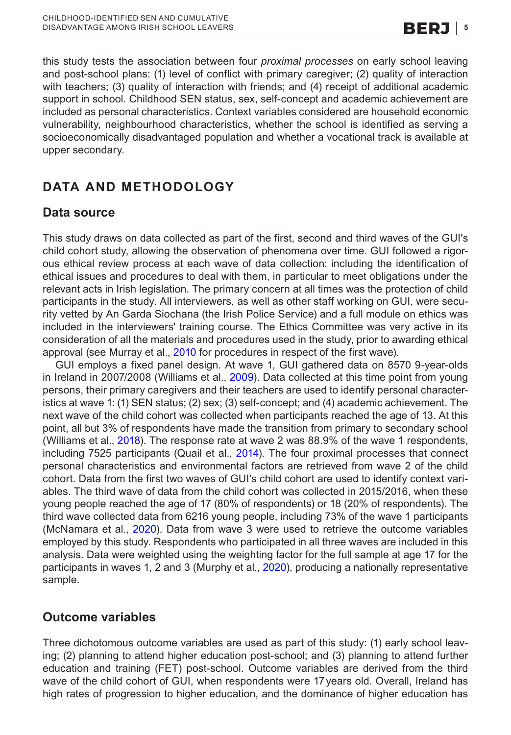this study tests the association between four *proximal processes* on early school leaving and post-school plans: (1) level of conflict with primary caregiver; (2) quality of interaction with teachers; (3) quality of interaction with friends; and (4) receipt of additional academic support in school. Childhood SEN status, sex, self-concept and academic achievement are included as personal characteristics. Context variables considered are household economic vulnerability, neighbourhood characteristics, whether the school is identified as serving a socioeconomically disadvantaged population and whether a vocational track is available at upper secondary.

## DATA AND METHODOLOGY

### Data source

This study draws on data collected as part of the first, second and third waves of the GUI's child cohort study, allowing the observation of phenomena over time. GUI followed a rigorous ethical review process at each wave of data collection: including the identification of ethical issues and procedures to deal with them, in particular to meet obligations under the relevant acts in Irish legislation. The primary concern at all times was the protection of child participants in the study. All interviewers, as well as other staff working on GUI, were security vetted by An Garda Siochana (the Irish Police Service) and a full module on ethics was included in the interviewers' training course. The Ethics Committee was very active in its consideration of all the materials and procedures used in the study, prior to awarding ethical approval (see Murray et al., 2010 for procedures in respect of the first wave).

GUI employs a fixed panel design. At wave 1, GUI gathered data on 8570 9-year-olds in Ireland in 2007/2008 (Williams et al., 2009). Data collected at this time point from young persons, their primary caregivers and their teachers are used to identify personal characteristics at wave 1: (1) SEN status; (2) sex; (3) self-concept; and (4) academic achievement. The next wave of the child cohort was collected when participants reached the age of 13. At this point, all but 3% of respondents have made the transition from primary to secondary school (Williams et al., 2018). The response rate at wave 2 was 88.9% of the wave 1 respondents, including 7525 participants (Quail et al., 2014). The four proximal processes that connect personal characteristics and environmental factors are retrieved from wave 2 of the child cohort. Data from the first two waves of GUI's child cohort are used to identify context variables. The third wave of data from the child cohort was collected in 2015/2016, when these young people reached the age of 17 (80% of respondents) or 18 (20% of respondents). The third wave collected data from 6216 young people, including 73% of the wave 1 participants (McNamara et al., 2020). Data from wave 3 were used to retrieve the outcome variables employed by this study. Respondents who participated in all three waves are included in this analysis. Data were weighted using the weighting factor for the full sample at age 17 for the participants in waves 1, 2 and 3 (Murphy et al., 2020), producing a nationally representative sample.

### Outcome variables

Three dichotomous outcome variables are used as part of this study: (1) early school leaving; (2) planning to attend higher education post-school; and (3) planning to attend further education and training (FET) post-school. Outcome variables are derived from the third wave of the child cohort of GUI, when respondents were 17 years old. Overall, Ireland has high rates of progression to higher education, and the dominance of higher education has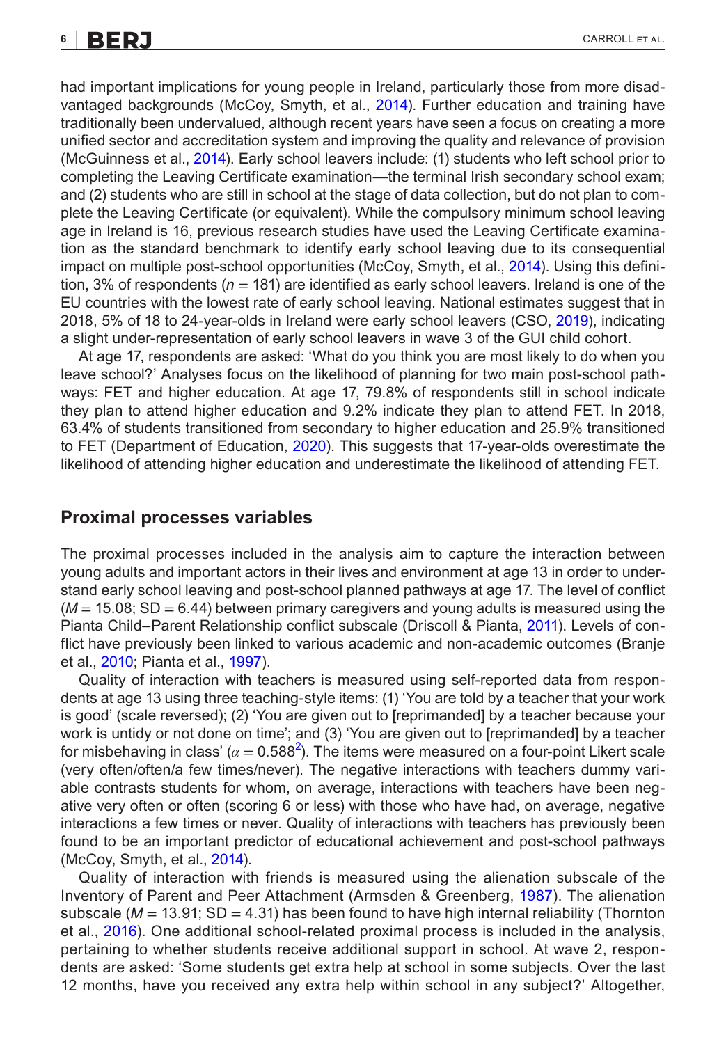had important implications for young people in Ireland, particularly those from more disadvantaged backgrounds (McCoy, Smyth, et al., 2014). Further education and training have traditionally been undervalued, although recent years have seen a focus on creating a more unified sector and accreditation system and improving the quality and relevance of provision (McGuinness et al., 2014). Early school leavers include: (1) students who left school prior to completing the Leaving Certificate examination—the terminal Irish secondary school exam; and (2) students who are still in school at the stage of data collection, but do not plan to complete the Leaving Certificate (or equivalent). While the compulsory minimum school leaving age in Ireland is 16, previous research studies have used the Leaving Certificate examination as the standard benchmark to identify early school leaving due to its consequential impact on multiple post-school opportunities (McCoy, Smyth, et al., 2014). Using this definition, 3% of respondents ($n = 181$) are identified as early school leavers. Ireland is one of the EU countries with the lowest rate of early school leaving. National estimates suggest that in 2018, 5% of 18 to 24-year-olds in Ireland were early school leavers (CSO, 2019), indicating a slight under-representation of early school leavers in wave 3 of the GUI child cohort.

At age 17, respondents are asked: 'What do you think you are most likely to do when you leave school?' Analyses focus on the likelihood of planning for two main post-school pathways: FET and higher education. At age 17, 79.8% of respondents still in school indicate they plan to attend higher education and 9.2% indicate they plan to attend FET. In 2018, 63.4% of students transitioned from secondary to higher education and 25.9% transitioned to FET (Department of Education, 2020). This suggests that 17-year-olds overestimate the likelihood of attending higher education and underestimate the likelihood of attending FET.

## Proximal processes variables

The proximal processes included in the analysis aim to capture the interaction between young adults and important actors in their lives and environment at age 13 in order to understand early school leaving and post-school planned pathways at age 17. The level of conflict ($M = 15.08$; SD = 6.44) between primary caregivers and young adults is measured using the Pianta Child–Parent Relationship conflict subscale (Driscoll & Pianta, 2011). Levels of conflict have previously been linked to various academic and non-academic outcomes (Branje et al., 2010; Pianta et al., 1997).

Quality of interaction with teachers is measured using self-reported data from respondents at age 13 using three teaching-style items: (1) 'You are told by a teacher that your work is good' (scale reversed); (2) 'You are given out to [reprimanded] by a teacher because your work is untidy or not done on time'; and (3) 'You are given out to [reprimanded] by a teacher for misbehaving in class' ($\alpha = 0.588$[2]). The items were measured on a four-point Likert scale (very often/often/a few times/never). The negative interactions with teachers dummy variable contrasts students for whom, on average, interactions with teachers have been negative very often or often (scoring 6 or less) with those who have had, on average, negative interactions a few times or never. Quality of interactions with teachers has previously been found to be an important predictor of educational achievement and post-school pathways (McCoy, Smyth, et al., 2014).

Quality of interaction with friends is measured using the alienation subscale of the Inventory of Parent and Peer Attachment (Armsden & Greenberg, 1987). The alienation subscale ($M = 13.91$; SD = 4.31) has been found to have high internal reliability (Thornton et al., 2016). One additional school-related proximal process is included in the analysis, pertaining to whether students receive additional support in school. At wave 2, respondents are asked: 'Some students get extra help at school in some subjects. Over the last 12 months, have you received any extra help within school in any subject?' Altogether,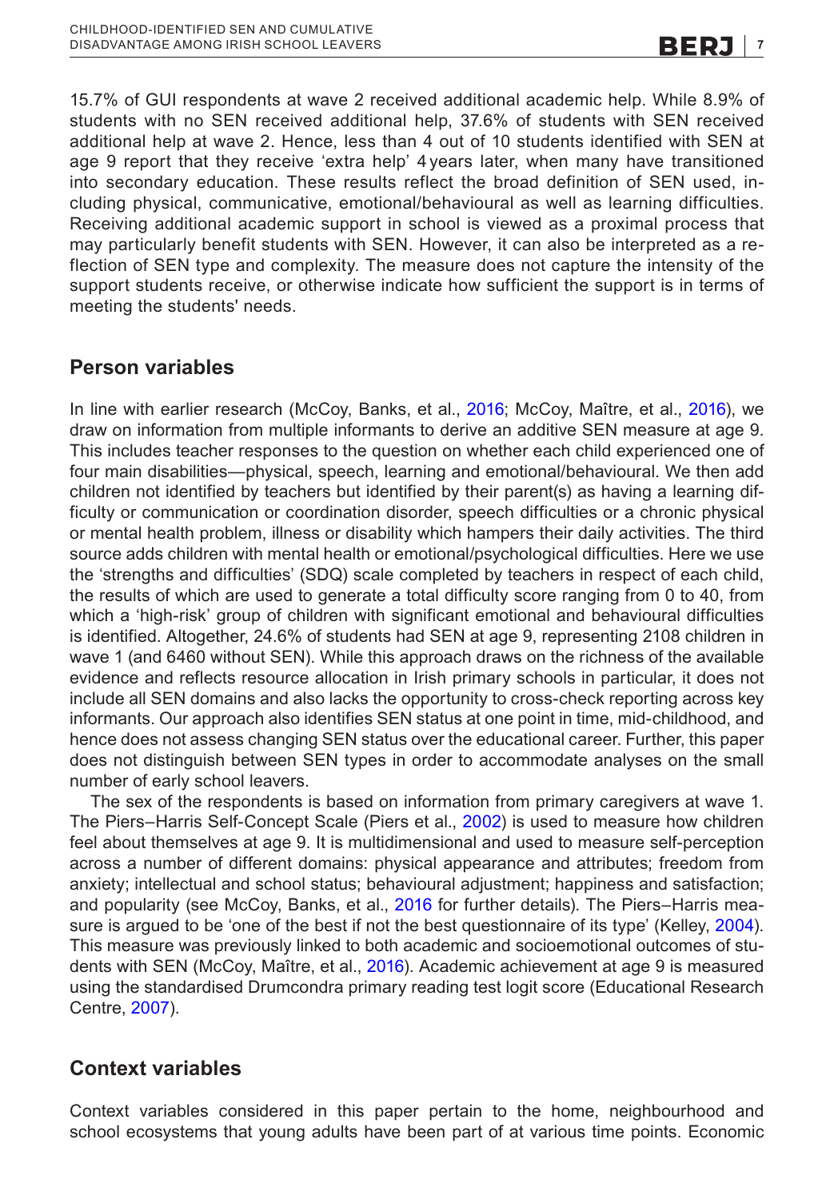15.7% of GUI respondents at wave 2 received additional academic help. While 8.9% of students with no SEN received additional help, 37.6% of students with SEN received additional help at wave 2. Hence, less than 4 out of 10 students identified with SEN at age 9 report that they receive 'extra help' 4 years later, when many have transitioned into secondary education. These results reflect the broad definition of SEN used, including physical, communicative, emotional/behavioural as well as learning difficulties. Receiving additional academic support in school is viewed as a proximal process that may particularly benefit students with SEN. However, it can also be interpreted as a reflection of SEN type and complexity. The measure does not capture the intensity of the support students receive, or otherwise indicate how sufficient the support is in terms of meeting the students' needs.

## Person variables

In line with earlier research (McCoy, Banks, et al., 2016; McCoy, Maître, et al., 2016), we draw on information from multiple informants to derive an additive SEN measure at age 9. This includes teacher responses to the question on whether each child experienced one of four main disabilities—physical, speech, learning and emotional/behavioural. We then add children not identified by teachers but identified by their parent(s) as having a learning difficulty or communication or coordination disorder, speech difficulties or a chronic physical or mental health problem, illness or disability which hampers their daily activities. The third source adds children with mental health or emotional/psychological difficulties. Here we use the 'strengths and difficulties' (SDQ) scale completed by teachers in respect of each child, the results of which are used to generate a total difficulty score ranging from 0 to 40, from which a 'high-risk' group of children with significant emotional and behavioural difficulties is identified. Altogether, 24.6% of students had SEN at age 9, representing 2108 children in wave 1 (and 6460 without SEN). While this approach draws on the richness of the available evidence and reflects resource allocation in Irish primary schools in particular, it does not include all SEN domains and also lacks the opportunity to cross-check reporting across key informants. Our approach also identifies SEN status at one point in time, mid-childhood, and hence does not assess changing SEN status over the educational career. Further, this paper does not distinguish between SEN types in order to accommodate analyses on the small number of early school leavers.

The sex of the respondents is based on information from primary caregivers at wave 1. The Piers–Harris Self-Concept Scale (Piers et al., 2002) is used to measure how children feel about themselves at age 9. It is multidimensional and used to measure self-perception across a number of different domains: physical appearance and attributes; freedom from anxiety; intellectual and school status; behavioural adjustment; happiness and satisfaction; and popularity (see McCoy, Banks, et al., 2016 for further details). The Piers–Harris measure is argued to be 'one of the best if not the best questionnaire of its type' (Kelley, 2004). This measure was previously linked to both academic and socioemotional outcomes of students with SEN (McCoy, Maître, et al., 2016). Academic achievement at age 9 is measured using the standardised Drumcondra primary reading test logit score (Educational Research Centre, 2007).

## Context variables

Context variables considered in this paper pertain to the home, neighbourhood and school ecosystems that young adults have been part of at various time points. Economic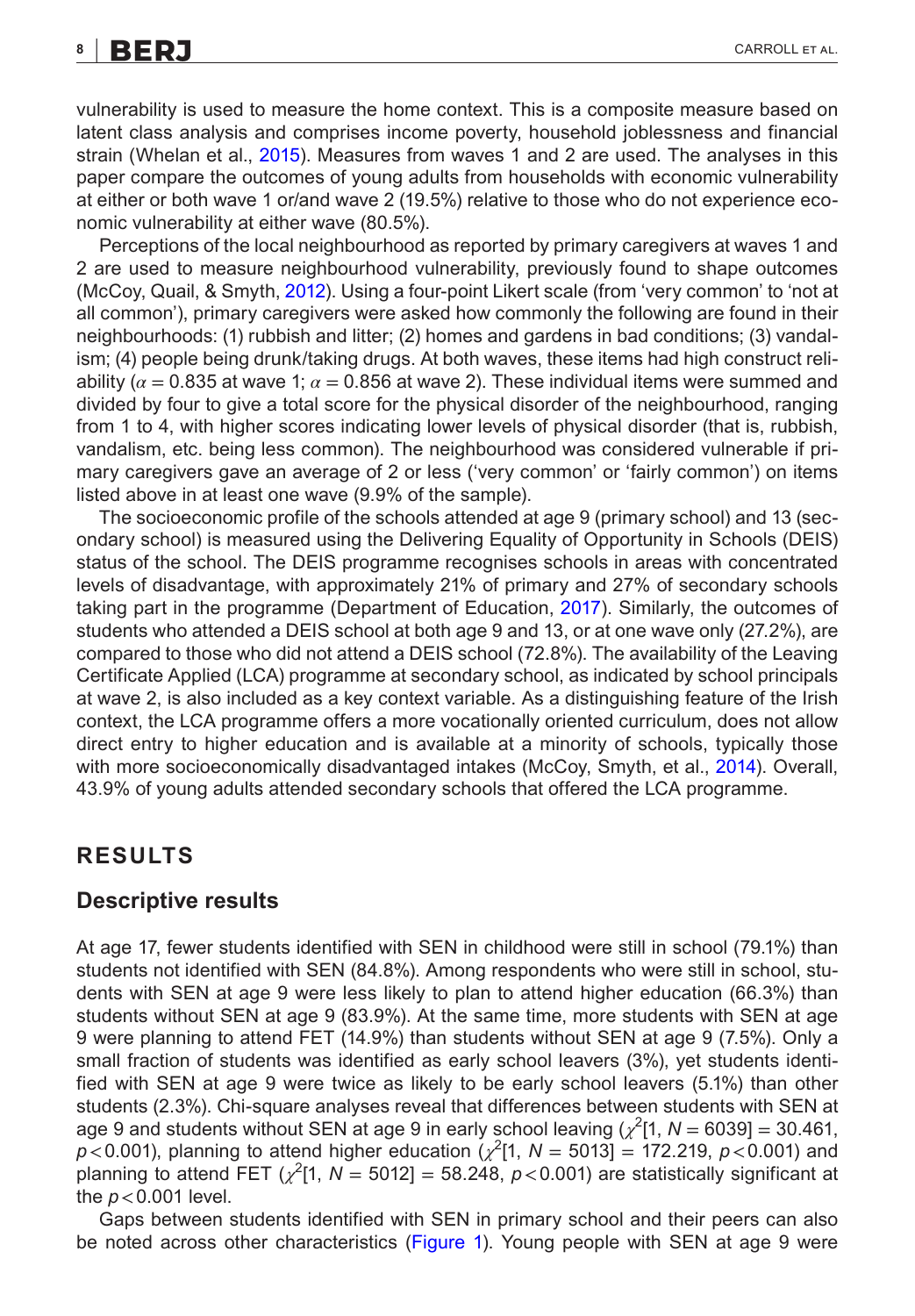vulnerability is used to measure the home context. This is a composite measure based on latent class analysis and comprises income poverty, household joblessness and financial strain (Whelan et al., 2015). Measures from waves 1 and 2 are used. The analyses in this paper compare the outcomes of young adults from households with economic vulnerability at either or both wave 1 or/and wave 2 (19.5%) relative to those who do not experience economic vulnerability at either wave (80.5%).

Perceptions of the local neighbourhood as reported by primary caregivers at waves 1 and 2 are used to measure neighbourhood vulnerability, previously found to shape outcomes (McCoy, Quail, & Smyth, 2012). Using a four-point Likert scale (from 'very common' to 'not at all common'), primary caregivers were asked how commonly the following are found in their neighbourhoods: (1) rubbish and litter; (2) homes and gardens in bad conditions; (3) vandalism; (4) people being drunk/taking drugs. At both waves, these items had high construct reliability ($\alpha = 0.835$ at wave 1; $\alpha = 0.856$ at wave 2). These individual items were summed and divided by four to give a total score for the physical disorder of the neighbourhood, ranging from 1 to 4, with higher scores indicating lower levels of physical disorder (that is, rubbish, vandalism, etc. being less common). The neighbourhood was considered vulnerable if primary caregivers gave an average of 2 or less ('very common' or 'fairly common') on items listed above in at least one wave (9.9% of the sample).

The socioeconomic profile of the schools attended at age 9 (primary school) and 13 (secondary school) is measured using the Delivering Equality of Opportunity in Schools (DEIS) status of the school. The DEIS programme recognises schools in areas with concentrated levels of disadvantage, with approximately 21% of primary and 27% of secondary schools taking part in the programme (Department of Education, 2017). Similarly, the outcomes of students who attended a DEIS school at both age 9 and 13, or at one wave only (27.2%), are compared to those who did not attend a DEIS school (72.8%). The availability of the Leaving Certificate Applied (LCA) programme at secondary school, as indicated by school principals at wave 2, is also included as a key context variable. As a distinguishing feature of the Irish context, the LCA programme offers a more vocationally oriented curriculum, does not allow direct entry to higher education and is available at a minority of schools, typically those with more socioeconomically disadvantaged intakes (McCoy, Smyth, et al., 2014). Overall, 43.9% of young adults attended secondary schools that offered the LCA programme.

## RESULTS

### Descriptive results

At age 17, fewer students identified with SEN in childhood were still in school (79.1%) than students not identified with SEN (84.8%). Among respondents who were still in school, students with SEN at age 9 were less likely to plan to attend higher education (66.3%) than students without SEN at age 9 (83.9%). At the same time, more students with SEN at age 9 were planning to attend FET (14.9%) than students without SEN at age 9 (7.5%). Only a small fraction of students was identified as early school leavers (3%), yet students identified with SEN at age 9 were twice as likely to be early school leavers (5.1%) than other students (2.3%). Chi-square analyses reveal that differences between students with SEN at age 9 and students without SEN at age 9 in early school leaving ($\chi^2$[1, $N = 6039$] = 30.461, $p < 0.001$), planning to attend higher education ($\chi^2$[1, $N = 5013$] = 172.219, $p < 0.001$) and planning to attend FET ($\chi^2$[1, $N = 5012$] = 58.248, $p < 0.001$) are statistically significant at the $p < 0.001$ level.

Gaps between students identified with SEN in primary school and their peers can also be noted across other characteristics (Figure 1). Young people with SEN at age 9 were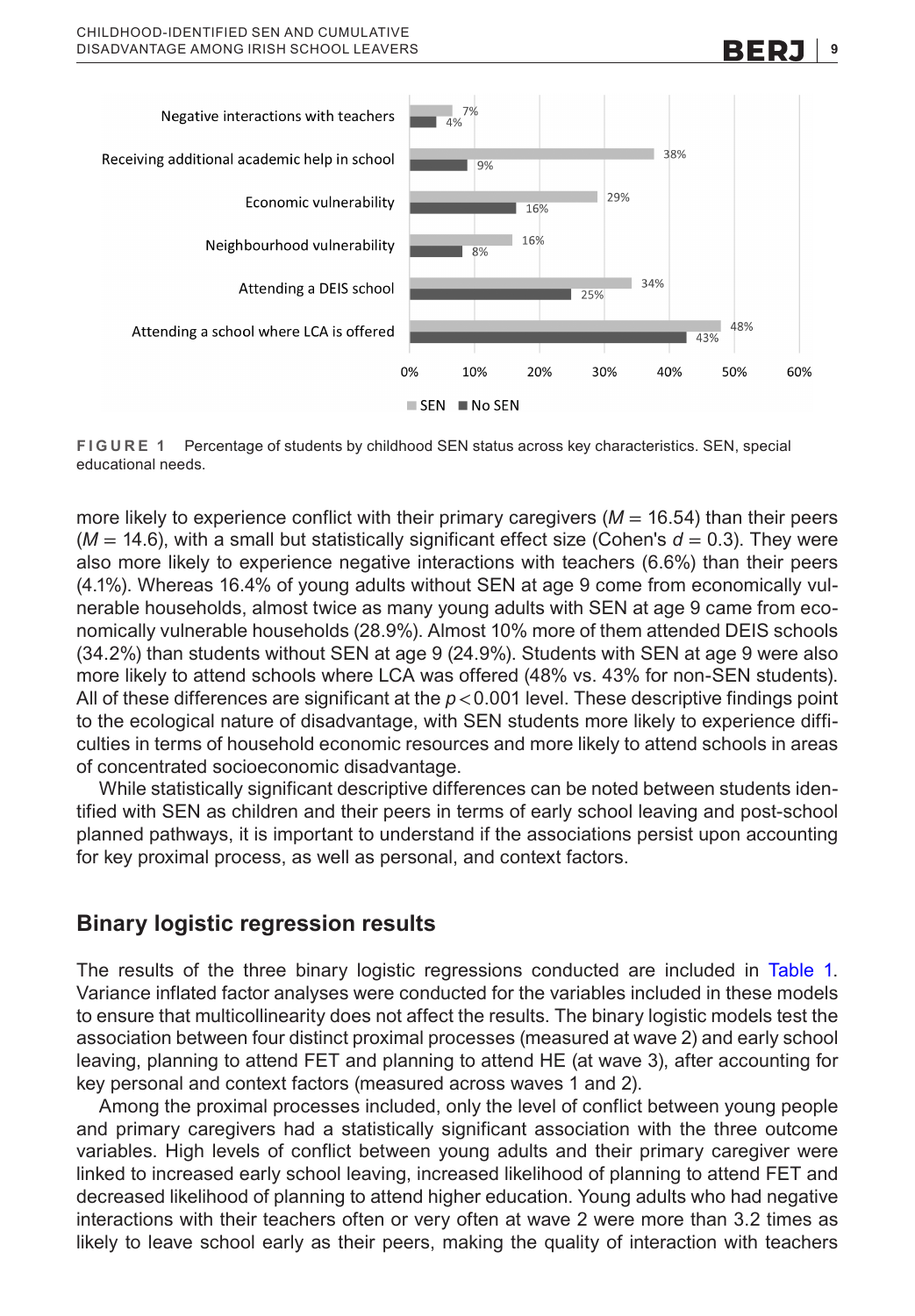**FIGURE 1** Percentage of students by childhood SEN status across key characteristics. SEN, special educational needs.

more likely to experience conflict with their primary caregivers ($M = 16.54$) than their peers ($M = 14.6$), with a small but statistically significant effect size (Cohen's $d = 0.3$). They were also more likely to experience negative interactions with teachers (6.6%) than their peers (4.1%). Whereas 16.4% of young adults without SEN at age 9 come from economically vulnerable households, almost twice as many young adults with SEN at age 9 came from economically vulnerable households (28.9%). Almost 10% more of them attended DEIS schools (34.2%) than students without SEN at age 9 (24.9%). Students with SEN at age 9 were also more likely to attend schools where LCA was offered (48% vs. 43% for non-SEN students). All of these differences are significant at the $p < 0.001$ level. These descriptive findings point to the ecological nature of disadvantage, with SEN students more likely to experience difficulties in terms of household economic resources and more likely to attend schools in areas of concentrated socioeconomic disadvantage.

While statistically significant descriptive differences can be noted between students identified with SEN as children and their peers in terms of early school leaving and post-school planned pathways, it is important to understand if the associations persist upon accounting for key proximal process, as well as personal, and context factors.

## Binary logistic regression results

The results of the three binary logistic regressions conducted are included in Table 1. Variance inflated factor analyses were conducted for the variables included in these models to ensure that multicollinearity does not affect the results. The binary logistic models test the association between four distinct proximal processes (measured at wave 2) and early school leaving, planning to attend FET and planning to attend HE (at wave 3), after accounting for key personal and context factors (measured across waves 1 and 2).

Among the proximal processes included, only the level of conflict between young people and primary caregivers had a statistically significant association with the three outcome variables. High levels of conflict between young adults and their primary caregiver were linked to increased early school leaving, increased likelihood of planning to attend FET and decreased likelihood of planning to attend higher education. Young adults who had negative interactions with their teachers often or very often at wave 2 were more than 3.2 times as likely to leave school early as their peers, making the quality of interaction with teachers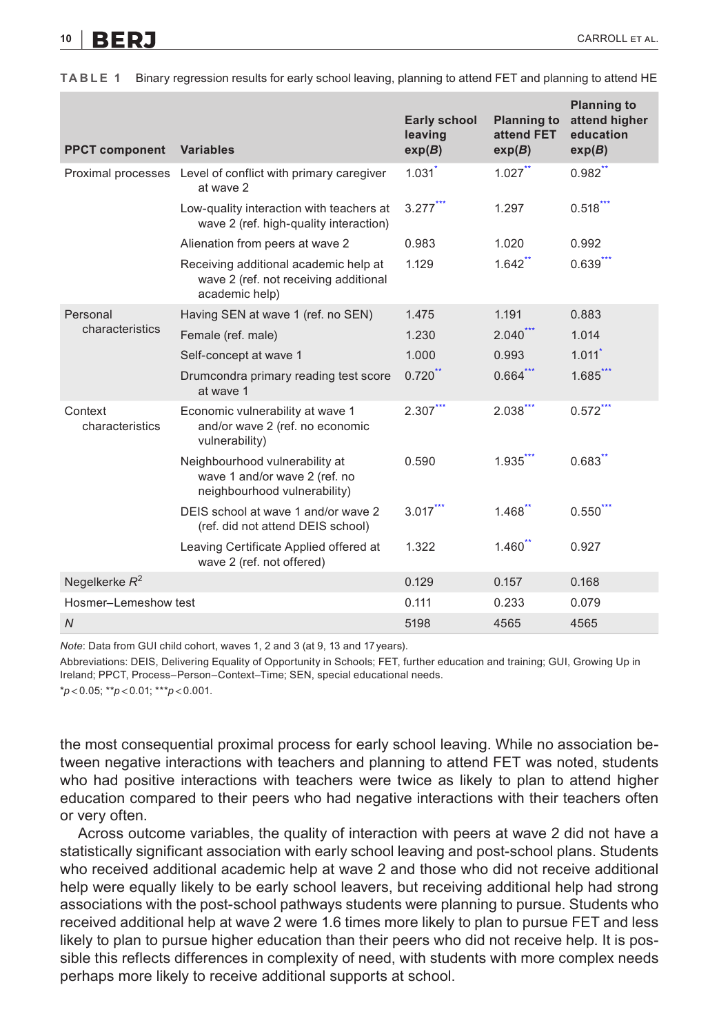**TABLE 1** Binary regression results for early school leaving, planning to attend FET and planning to attend HE

| PPCT component | Variables | Early school leaving exp(*B*) | Planning to attend FET exp(*B*) | Planning to attend higher education exp(*B*) |
|---|---|---|---|---|
| Proximal processes | Level of conflict with primary caregiver at wave 2 | 1.031* | 1.027** | 0.982** |
| | Low-quality interaction with teachers at wave 2 (ref. high-quality interaction) | 3.277*** | 1.297 | 0.518*** |
| | Alienation from peers at wave 2 | 0.983 | 1.020 | 0.992 |
| | Receiving additional academic help at wave 2 (ref. not receiving additional academic help) | 1.129 | 1.642** | 0.639*** |
| Personal characteristics | Having SEN at wave 1 (ref. no SEN) | 1.475 | 1.191 | 0.883 |
| | Female (ref. male) | 1.230 | 2.040*** | 1.014 |
| | Self-concept at wave 1 | 1.000 | 0.993 | 1.011* |
| | Drumcondra primary reading test score at wave 1 | 0.720** | 0.664*** | 1.685*** |
| Context characteristics | Economic vulnerability at wave 1 and/or wave 2 (ref. no economic vulnerability) | 2.307*** | 2.038*** | 0.572*** |
| | Neighbourhood vulnerability at wave 1 and/or wave 2 (ref. no neighbourhood vulnerability) | 0.590 | 1.935*** | 0.683** |
| | DEIS school at wave 1 and/or wave 2 (ref. did not attend DEIS school) | 3.017*** | 1.468** | 0.550*** |
| | Leaving Certificate Applied offered at wave 2 (ref. not offered) | 1.322 | 1.460** | 0.927 |
| Negelkerke $R^2$ | | 0.129 | 0.157 | 0.168 |
| Hosmer–Lemeshow test | | 0.111 | 0.233 | 0.079 |
| *N* | | 5198 | 4565 | 4565 |

*Note*: Data from GUI child cohort, waves 1, 2 and 3 (at 9, 13 and 17 years).

Abbreviations: DEIS, Delivering Equality of Opportunity in Schools; FET, further education and training; GUI, Growing Up in Ireland; PPCT, Process–Person–Context–Time; SEN, special educational needs.

*$p<0.05$; **$p<0.01$; ***$p<0.001$.

the most consequential proximal process for early school leaving. While no association between negative interactions with teachers and planning to attend FET was noted, students who had positive interactions with teachers were twice as likely to plan to attend higher education compared to their peers who had negative interactions with their teachers often or very often.

Across outcome variables, the quality of interaction with peers at wave 2 did not have a statistically significant association with early school leaving and post-school plans. Students who received additional academic help at wave 2 and those who did not receive additional help were equally likely to be early school leavers, but receiving additional help had strong associations with the post-school pathways students were planning to pursue. Students who received additional help at wave 2 were 1.6 times more likely to plan to pursue FET and less likely to plan to pursue higher education than their peers who did not receive help. It is possible this reflects differences in complexity of need, with students with more complex needs perhaps more likely to receive additional supports at school.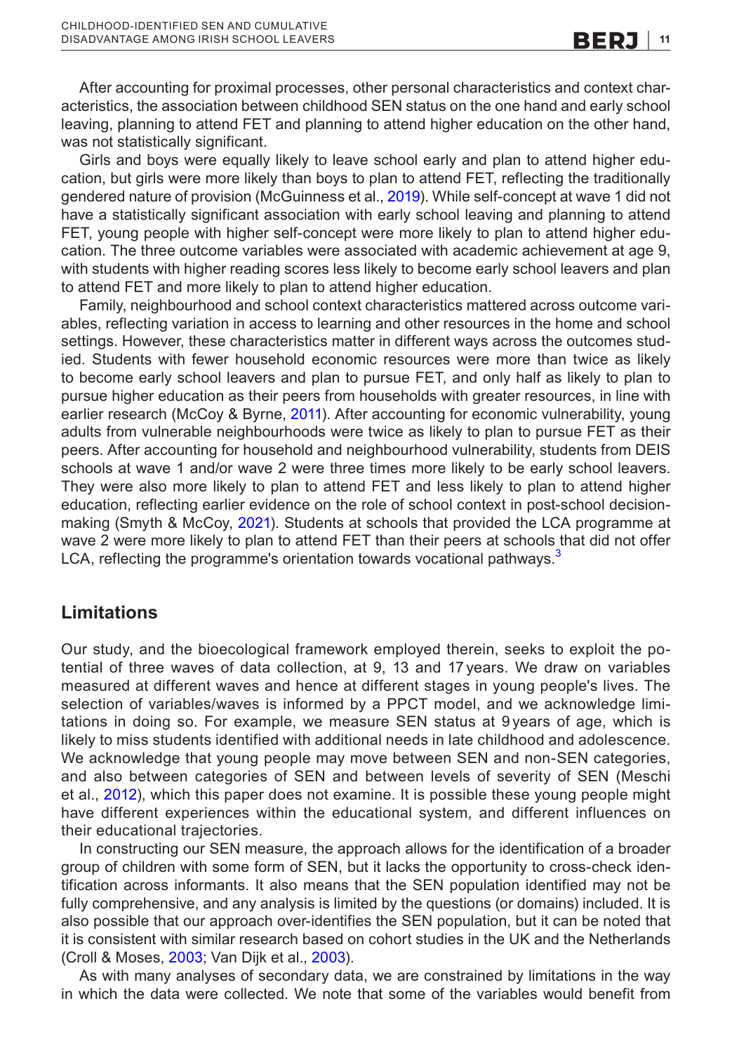After accounting for proximal processes, other personal characteristics and context characteristics, the association between childhood SEN status on the one hand and early school leaving, planning to attend FET and planning to attend higher education on the other hand, was not statistically significant.

Girls and boys were equally likely to leave school early and plan to attend higher education, but girls were more likely than boys to plan to attend FET, reflecting the traditionally gendered nature of provision (McGuinness et al., 2019). While self-concept at wave 1 did not have a statistically significant association with early school leaving and planning to attend FET, young people with higher self-concept were more likely to plan to attend higher education. The three outcome variables were associated with academic achievement at age 9, with students with higher reading scores less likely to become early school leavers and plan to attend FET and more likely to plan to attend higher education.

Family, neighbourhood and school context characteristics mattered across outcome variables, reflecting variation in access to learning and other resources in the home and school settings. However, these characteristics matter in different ways across the outcomes studied. Students with fewer household economic resources were more than twice as likely to become early school leavers and plan to pursue FET, and only half as likely to plan to pursue higher education as their peers from households with greater resources, in line with earlier research (McCoy & Byrne, 2011). After accounting for economic vulnerability, young adults from vulnerable neighbourhoods were twice as likely to plan to pursue FET as their peers. After accounting for household and neighbourhood vulnerability, students from DEIS schools at wave 1 and/or wave 2 were three times more likely to be early school leavers. They were also more likely to plan to attend FET and less likely to plan to attend higher education, reflecting earlier evidence on the role of school context in post-school decision-making (Smyth & McCoy, 2021). Students at schools that provided the LCA programme at wave 2 were more likely to plan to attend FET than their peers at schools that did not offer LCA, reflecting the programme's orientation towards vocational pathways.[3]

## Limitations

Our study, and the bioecological framework employed therein, seeks to exploit the potential of three waves of data collection, at 9, 13 and 17 years. We draw on variables measured at different waves and hence at different stages in young people's lives. The selection of variables/waves is informed by a PPCT model, and we acknowledge limitations in doing so. For example, we measure SEN status at 9 years of age, which is likely to miss students identified with additional needs in late childhood and adolescence. We acknowledge that young people may move between SEN and non-SEN categories, and also between categories of SEN and between levels of severity of SEN (Meschi et al., 2012), which this paper does not examine. It is possible these young people might have different experiences within the educational system, and different influences on their educational trajectories.

In constructing our SEN measure, the approach allows for the identification of a broader group of children with some form of SEN, but it lacks the opportunity to cross-check identification across informants. It also means that the SEN population identified may not be fully comprehensive, and any analysis is limited by the questions (or domains) included. It is also possible that our approach over-identifies the SEN population, but it can be noted that it is consistent with similar research based on cohort studies in the UK and the Netherlands (Croll & Moses, 2003; Van Dijk et al., 2003).

As with many analyses of secondary data, we are constrained by limitations in the way in which the data were collected. We note that some of the variables would benefit from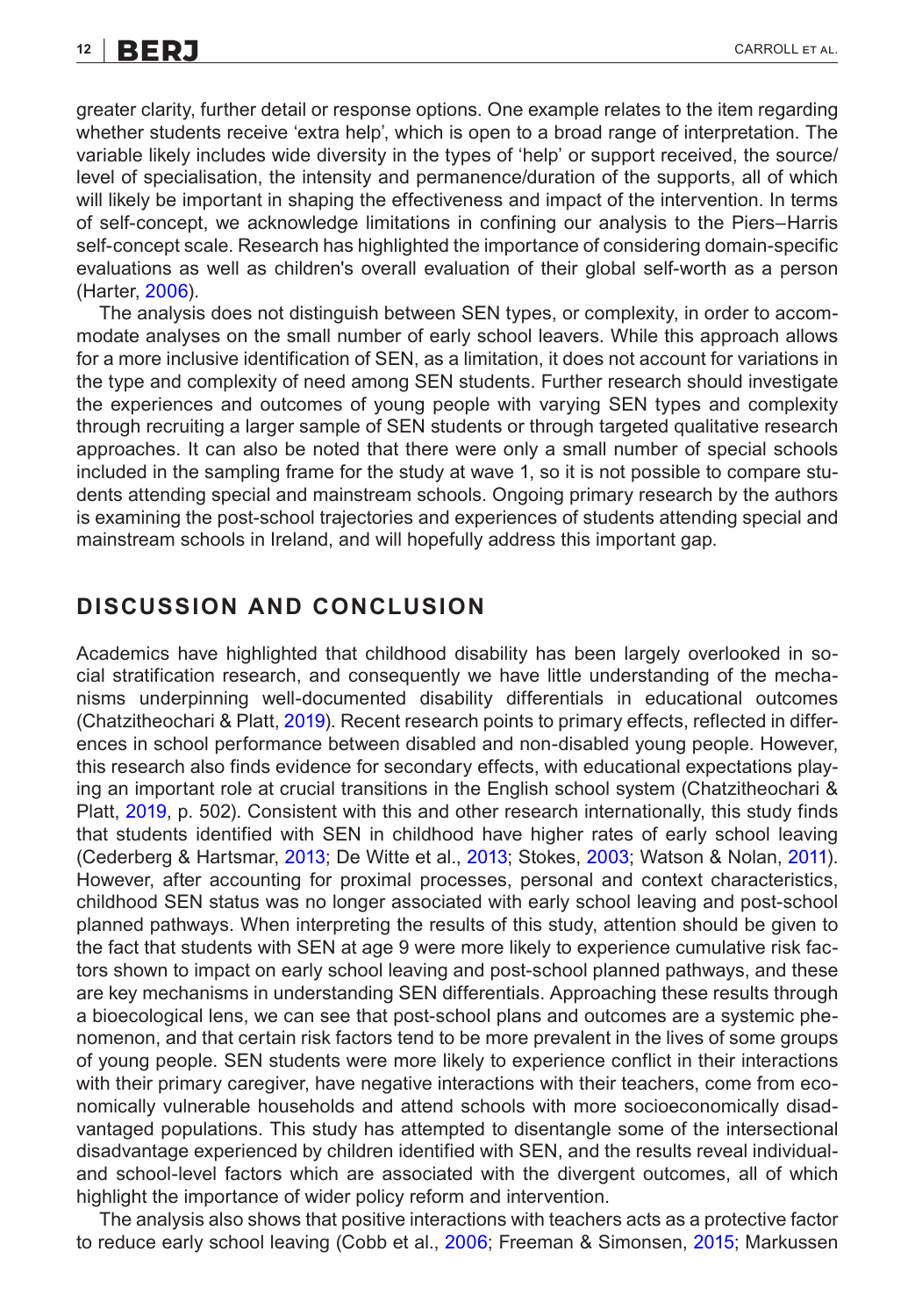greater clarity, further detail or response options. One example relates to the item regarding whether students receive 'extra help', which is open to a broad range of interpretation. The variable likely includes wide diversity in the types of 'help' or support received, the source/level of specialisation, the intensity and permanence/duration of the supports, all of which will likely be important in shaping the effectiveness and impact of the intervention. In terms of self-concept, we acknowledge limitations in confining our analysis to the Piers–Harris self-concept scale. Research has highlighted the importance of considering domain-specific evaluations as well as children's overall evaluation of their global self-worth as a person (Harter, 2006).

The analysis does not distinguish between SEN types, or complexity, in order to accommodate analyses on the small number of early school leavers. While this approach allows for a more inclusive identification of SEN, as a limitation, it does not account for variations in the type and complexity of need among SEN students. Further research should investigate the experiences and outcomes of young people with varying SEN types and complexity through recruiting a larger sample of SEN students or through targeted qualitative research approaches. It can also be noted that there were only a small number of special schools included in the sampling frame for the study at wave 1, so it is not possible to compare students attending special and mainstream schools. Ongoing primary research by the authors is examining the post-school trajectories and experiences of students attending special and mainstream schools in Ireland, and will hopefully address this important gap.

## DISCUSSION AND CONCLUSION

Academics have highlighted that childhood disability has been largely overlooked in social stratification research, and consequently we have little understanding of the mechanisms underpinning well-documented disability differentials in educational outcomes (Chatzitheochari & Platt, 2019). Recent research points to primary effects, reflected in differences in school performance between disabled and non-disabled young people. However, this research also finds evidence for secondary effects, with educational expectations playing an important role at crucial transitions in the English school system (Chatzitheochari & Platt, 2019, p. 502). Consistent with this and other research internationally, this study finds that students identified with SEN in childhood have higher rates of early school leaving (Cederberg & Hartsmar, 2013; De Witte et al., 2013; Stokes, 2003; Watson & Nolan, 2011). However, after accounting for proximal processes, personal and context characteristics, childhood SEN status was no longer associated with early school leaving and post-school planned pathways. When interpreting the results of this study, attention should be given to the fact that students with SEN at age 9 were more likely to experience cumulative risk factors shown to impact on early school leaving and post-school planned pathways, and these are key mechanisms in understanding SEN differentials. Approaching these results through a bioecological lens, we can see that post-school plans and outcomes are a systemic phenomenon, and that certain risk factors tend to be more prevalent in the lives of some groups of young people. SEN students were more likely to experience conflict in their interactions with their primary caregiver, have negative interactions with their teachers, come from economically vulnerable households and attend schools with more socioeconomically disadvantaged populations. This study has attempted to disentangle some of the intersectional disadvantage experienced by children identified with SEN, and the results reveal individual- and school-level factors which are associated with the divergent outcomes, all of which highlight the importance of wider policy reform and intervention.

The analysis also shows that positive interactions with teachers acts as a protective factor to reduce early school leaving (Cobb et al., 2006; Freeman & Simonsen, 2015; Markussen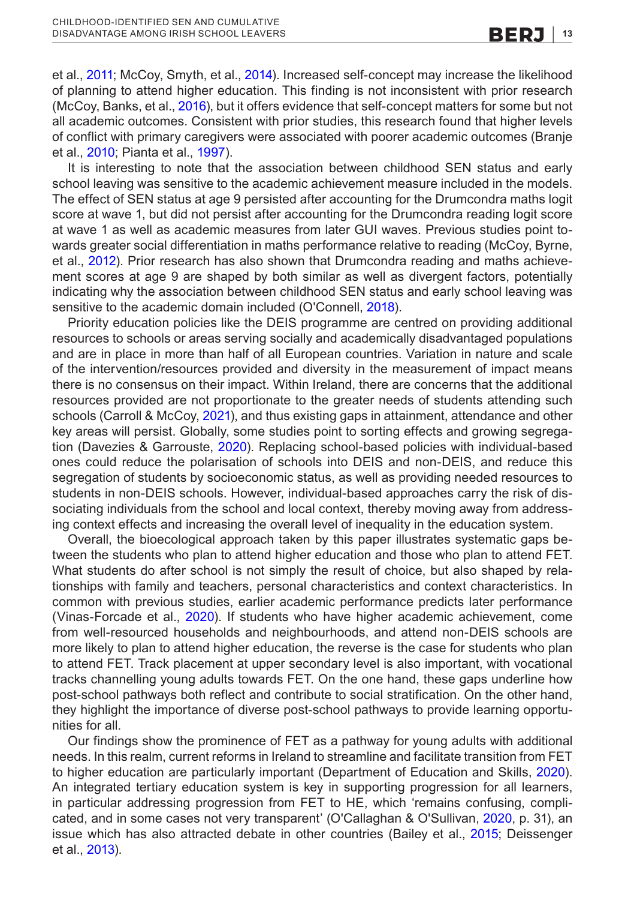et al., 2011; McCoy, Smyth, et al., 2014). Increased self-concept may increase the likelihood of planning to attend higher education. This finding is not inconsistent with prior research (McCoy, Banks, et al., 2016), but it offers evidence that self-concept matters for some but not all academic outcomes. Consistent with prior studies, this research found that higher levels of conflict with primary caregivers were associated with poorer academic outcomes (Branje et al., 2010; Pianta et al., 1997).

It is interesting to note that the association between childhood SEN status and early school leaving was sensitive to the academic achievement measure included in the models. The effect of SEN status at age 9 persisted after accounting for the Drumcondra maths logit score at wave 1, but did not persist after accounting for the Drumcondra reading logit score at wave 1 as well as academic measures from later GUI waves. Previous studies point towards greater social differentiation in maths performance relative to reading (McCoy, Byrne, et al., 2012). Prior research has also shown that Drumcondra reading and maths achievement scores at age 9 are shaped by both similar as well as divergent factors, potentially indicating why the association between childhood SEN status and early school leaving was sensitive to the academic domain included (O'Connell, 2018).

Priority education policies like the DEIS programme are centred on providing additional resources to schools or areas serving socially and academically disadvantaged populations and are in place in more than half of all European countries. Variation in nature and scale of the intervention/resources provided and diversity in the measurement of impact means there is no consensus on their impact. Within Ireland, there are concerns that the additional resources provided are not proportionate to the greater needs of students attending such schools (Carroll & McCoy, 2021), and thus existing gaps in attainment, attendance and other key areas will persist. Globally, some studies point to sorting effects and growing segregation (Davezies & Garrouste, 2020). Replacing school-based policies with individual-based ones could reduce the polarisation of schools into DEIS and non-DEIS, and reduce this segregation of students by socioeconomic status, as well as providing needed resources to students in non-DEIS schools. However, individual-based approaches carry the risk of dissociating individuals from the school and local context, thereby moving away from addressing context effects and increasing the overall level of inequality in the education system.

Overall, the bioecological approach taken by this paper illustrates systematic gaps between the students who plan to attend higher education and those who plan to attend FET. What students do after school is not simply the result of choice, but also shaped by relationships with family and teachers, personal characteristics and context characteristics. In common with previous studies, earlier academic performance predicts later performance (Vinas-Forcade et al., 2020). If students who have higher academic achievement, come from well-resourced households and neighbourhoods, and attend non-DEIS schools are more likely to plan to attend higher education, the reverse is the case for students who plan to attend FET. Track placement at upper secondary level is also important, with vocational tracks channelling young adults towards FET. On the one hand, these gaps underline how post-school pathways both reflect and contribute to social stratification. On the other hand, they highlight the importance of diverse post-school pathways to provide learning opportunities for all.

Our findings show the prominence of FET as a pathway for young adults with additional needs. In this realm, current reforms in Ireland to streamline and facilitate transition from FET to higher education are particularly important (Department of Education and Skills, 2020). An integrated tertiary education system is key in supporting progression for all learners, in particular addressing progression from FET to HE, which 'remains confusing, complicated, and in some cases not very transparent' (O'Callaghan & O'Sullivan, 2020, p. 31), an issue which has also attracted debate in other countries (Bailey et al., 2015; Deissenger et al., 2013).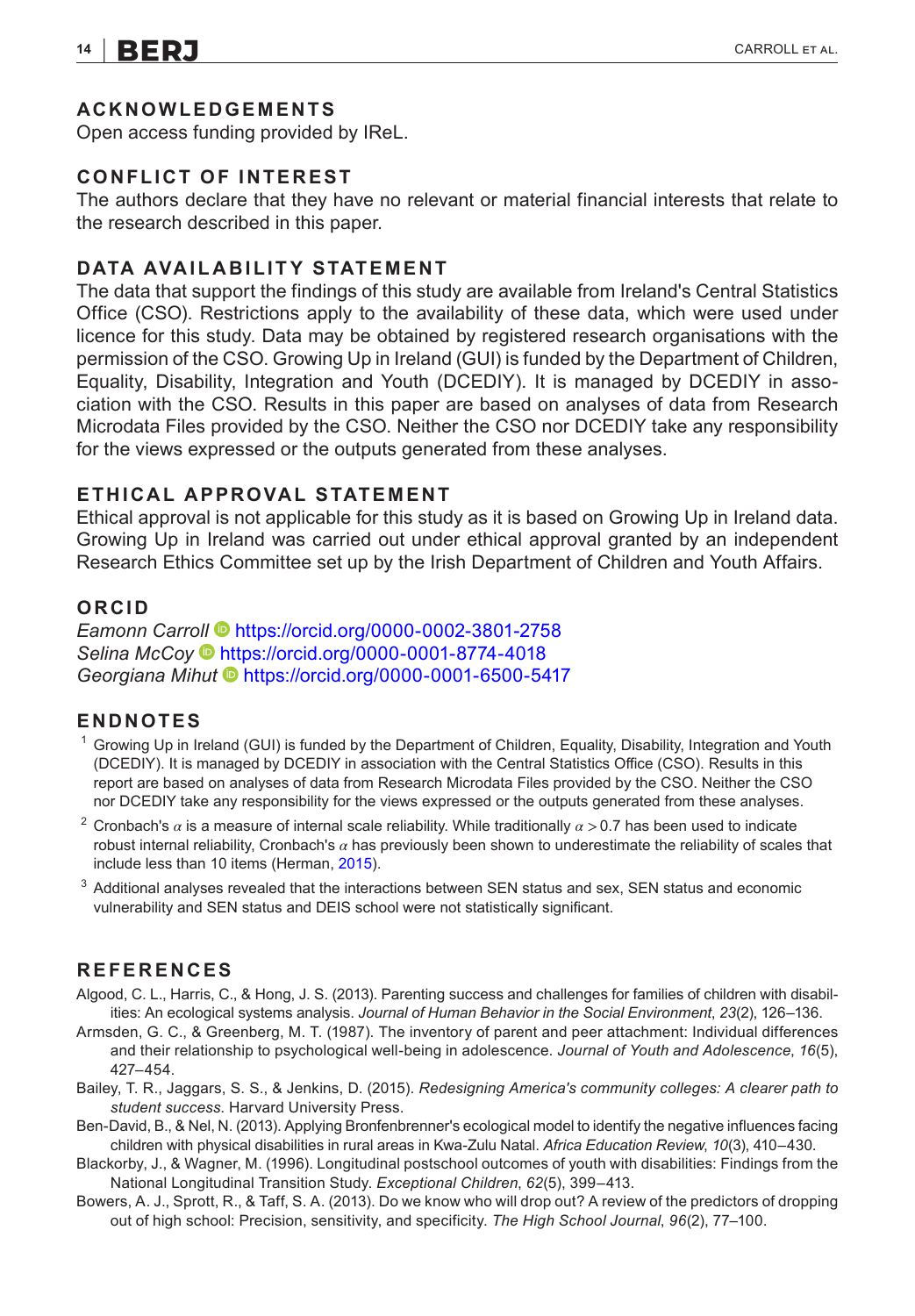## ACKNOWLEDGEMENTS

Open access funding provided by IReL.

## CONFLICT OF INTEREST

The authors declare that they have no relevant or material financial interests that relate to the research described in this paper.

## DATA AVAILABILITY STATEMENT

The data that support the findings of this study are available from Ireland's Central Statistics Office (CSO). Restrictions apply to the availability of these data, which were used under licence for this study. Data may be obtained by registered research organisations with the permission of the CSO. Growing Up in Ireland (GUI) is funded by the Department of Children, Equality, Disability, Integration and Youth (DCEDIY). It is managed by DCEDIY in association with the CSO. Results in this paper are based on analyses of data from Research Microdata Files provided by the CSO. Neither the CSO nor DCEDIY take any responsibility for the views expressed or the outputs generated from these analyses.

## ETHICAL APPROVAL STATEMENT

Ethical approval is not applicable for this study as it is based on Growing Up in Ireland data. Growing Up in Ireland was carried out under ethical approval granted by an independent Research Ethics Committee set up by the Irish Department of Children and Youth Affairs.

## ORCID

*Eamonn Carroll* https://orcid.org/0000-0002-3801-2758
*Selina McCoy* https://orcid.org/0000-0001-8774-4018
*Georgiana Mihut* https://orcid.org/0000-0001-6500-5417

## ENDNOTES

[1] Growing Up in Ireland (GUI) is funded by the Department of Children, Equality, Disability, Integration and Youth (DCEDIY). It is managed by DCEDIY in association with the Central Statistics Office (CSO). Results in this report are based on analyses of data from Research Microdata Files provided by the CSO. Neither the CSO nor DCEDIY take any responsibility for the views expressed or the outputs generated from these analyses.

[2] Cronbach's $\alpha$ is a measure of internal scale reliability. While traditionally $\alpha > 0.7$ has been used to indicate robust internal reliability, Cronbach's $\alpha$ has previously been shown to underestimate the reliability of scales that include less than 10 items (Herman, 2015).

[3] Additional analyses revealed that the interactions between SEN status and sex, SEN status and economic vulnerability and SEN status and DEIS school were not statistically significant.

## REFERENCES

Algood, C. L., Harris, C., & Hong, J. S. (2013). Parenting success and challenges for families of children with disabilities: An ecological systems analysis. *Journal of Human Behavior in the Social Environment*, *23*(2), 126–136.

Armsden, G. C., & Greenberg, M. T. (1987). The inventory of parent and peer attachment: Individual differences and their relationship to psychological well-being in adolescence. *Journal of Youth and Adolescence*, *16*(5), 427–454.

Bailey, T. R., Jaggars, S. S., & Jenkins, D. (2015). *Redesigning America's community colleges: A clearer path to student success*. Harvard University Press.

Ben-David, B., & Nel, N. (2013). Applying Bronfenbrenner's ecological model to identify the negative influences facing children with physical disabilities in rural areas in Kwa-Zulu Natal. *Africa Education Review*, *10*(3), 410–430.

Blackorby, J., & Wagner, M. (1996). Longitudinal postschool outcomes of youth with disabilities: Findings from the National Longitudinal Transition Study. *Exceptional Children*, *62*(5), 399–413.

Bowers, A. J., Sprott, R., & Taff, S. A. (2013). Do we know who will drop out? A review of the predictors of dropping out of high school: Precision, sensitivity, and specificity. *The High School Journal*, *96*(2), 77–100.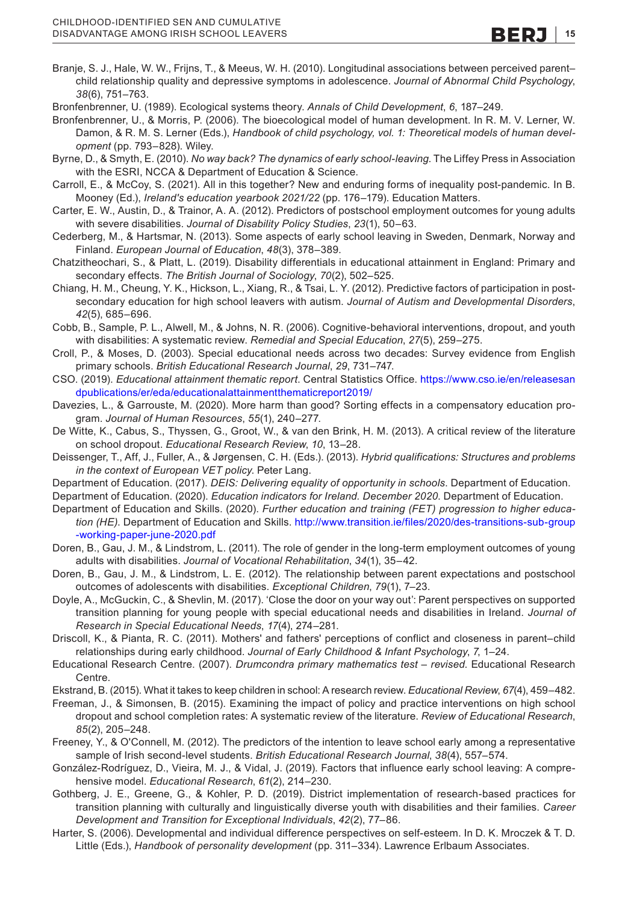Branje, S. J., Hale, W. W., Frijns, T., & Meeus, W. H. (2010). Longitudinal associations between perceived parent–child relationship quality and depressive symptoms in adolescence. *Journal of Abnormal Child Psychology*, *38*(6), 751–763.

Bronfenbrenner, U. (1989). Ecological systems theory. *Annals of Child Development*, *6*, 187–249.

Bronfenbrenner, U., & Morris, P. (2006). The bioecological model of human development. In R. M. V. Lerner, W. Damon, & R. M. S. Lerner (Eds.), *Handbook of child psychology, vol. 1: Theoretical models of human development* (pp. 793–828). Wiley.

Byrne, D., & Smyth, E. (2010). *No way back? The dynamics of early school-leaving*. The Liffey Press in Association with the ESRI, NCCA & Department of Education & Science.

Carroll, E., & McCoy, S. (2021). All in this together? New and enduring forms of inequality post-pandemic. In B. Mooney (Ed.), *Ireland's education yearbook 2021/22* (pp. 176–179). Education Matters.

Carter, E. W., Austin, D., & Trainor, A. A. (2012). Predictors of postschool employment outcomes for young adults with severe disabilities. *Journal of Disability Policy Studies*, *23*(1), 50–63.

Cederberg, M., & Hartsmar, N. (2013). Some aspects of early school leaving in Sweden, Denmark, Norway and Finland. *European Journal of Education*, *48*(3), 378–389.

Chatzitheochari, S., & Platt, L. (2019). Disability differentials in educational attainment in England: Primary and secondary effects. *The British Journal of Sociology*, *70*(2), 502–525.

Chiang, H. M., Cheung, Y. K., Hickson, L., Xiang, R., & Tsai, L. Y. (2012). Predictive factors of participation in postsecondary education for high school leavers with autism. *Journal of Autism and Developmental Disorders*, *42*(5), 685–696.

Cobb, B., Sample, P. L., Alwell, M., & Johns, N. R. (2006). Cognitive-behavioral interventions, dropout, and youth with disabilities: A systematic review. *Remedial and Special Education*, *27*(5), 259–275.

Croll, P., & Moses, D. (2003). Special educational needs across two decades: Survey evidence from English primary schools. *British Educational Research Journal*, *29*, 731–747.

CSO. (2019). *Educational attainment thematic report*. Central Statistics Office. https://www.cso.ie/en/releasesandpublications/er/eda/educationalattainmentthematicreport2019/

Davezies, L., & Garrouste, M. (2020). More harm than good? Sorting effects in a compensatory education program. *Journal of Human Resources*, *55*(1), 240–277.

De Witte, K., Cabus, S., Thyssen, G., Groot, W., & van den Brink, H. M. (2013). A critical review of the literature on school dropout. *Educational Research Review*, *10*, 13–28.

Deissenger, T., Aff, J., Fuller, A., & Jørgensen, C. H. (Eds.). (2013). *Hybrid qualifications: Structures and problems in the context of European VET policy*. Peter Lang.

Department of Education. (2017). *DEIS: Delivering equality of opportunity in schools*. Department of Education.

Department of Education. (2020). *Education indicators for Ireland. December 2020*. Department of Education.

Department of Education and Skills. (2020). *Further education and training (FET) progression to higher education (HE)*. Department of Education and Skills. http://www.transition.ie/files/2020/des-transitions-sub-group-working-paper-june-2020.pdf

Doren, B., Gau, J. M., & Lindstrom, L. (2011). The role of gender in the long-term employment outcomes of young adults with disabilities. *Journal of Vocational Rehabilitation*, *34*(1), 35–42.

Doren, B., Gau, J. M., & Lindstrom, L. E. (2012). The relationship between parent expectations and postschool outcomes of adolescents with disabilities. *Exceptional Children*, *79*(1), 7–23.

Doyle, A., McGuckin, C., & Shevlin, M. (2017). 'Close the door on your way out': Parent perspectives on supported transition planning for young people with special educational needs and disabilities in Ireland. *Journal of Research in Special Educational Needs*, *17*(4), 274–281.

Driscoll, K., & Pianta, R. C. (2011). Mothers' and fathers' perceptions of conflict and closeness in parent–child relationships during early childhood. *Journal of Early Childhood & Infant Psychology*, *7*, 1–24.

Educational Research Centre. (2007). *Drumcondra primary mathematics test – revised*. Educational Research Centre.

Ekstrand, B. (2015). What it takes to keep children in school: A research review. *Educational Review*, *67*(4), 459–482.

Freeman, J., & Simonsen, B. (2015). Examining the impact of policy and practice interventions on high school dropout and school completion rates: A systematic review of the literature. *Review of Educational Research*, *85*(2), 205–248.

Freeney, Y., & O'Connell, M. (2012). The predictors of the intention to leave school early among a representative sample of Irish second-level students. *British Educational Research Journal*, *38*(4), 557–574.

González-Rodríguez, D., Vieira, M. J., & Vidal, J. (2019). Factors that influence early school leaving: A comprehensive model. *Educational Research*, *61*(2), 214–230.

Gothberg, J. E., Greene, G., & Kohler, P. D. (2019). District implementation of research-based practices for transition planning with culturally and linguistically diverse youth with disabilities and their families. *Career Development and Transition for Exceptional Individuals*, *42*(2), 77–86.

Harter, S. (2006). Developmental and individual difference perspectives on self-esteem. In D. K. Mroczek & T. D. Little (Eds.), *Handbook of personality development* (pp. 311–334). Lawrence Erlbaum Associates.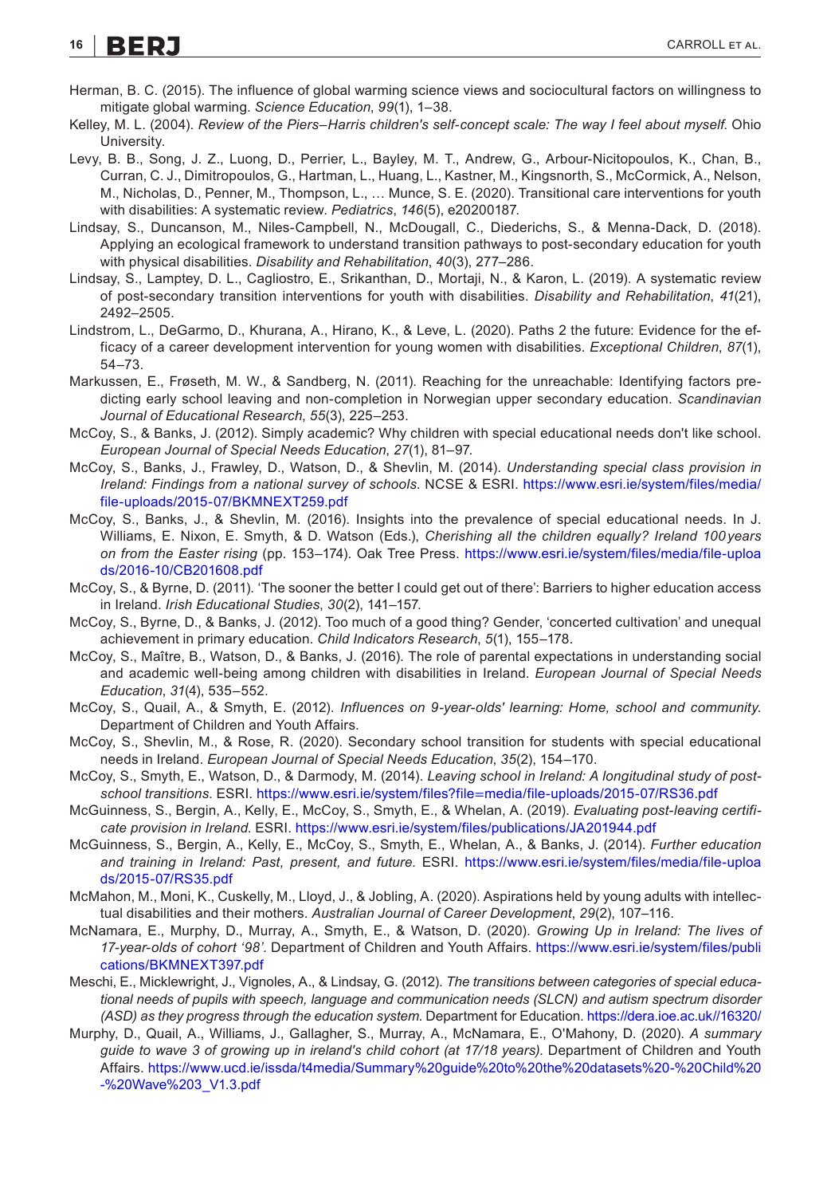Herman, B. C. (2015). The influence of global warming science views and sociocultural factors on willingness to mitigate global warming. *Science Education*, *99*(1), 1–38.

Kelley, M. L. (2004). *Review of the Piers–Harris children's self-concept scale: The way I feel about myself*. Ohio University.

Levy, B. B., Song, J. Z., Luong, D., Perrier, L., Bayley, M. T., Andrew, G., Arbour-Nicitopoulos, K., Chan, B., Curran, C. J., Dimitropoulos, G., Hartman, L., Huang, L., Kastner, M., Kingsnorth, S., McCormick, A., Nelson, M., Nicholas, D., Penner, M., Thompson, L., … Munce, S. E. (2020). Transitional care interventions for youth with disabilities: A systematic review. *Pediatrics*, *146*(5), e20200187.

Lindsay, S., Duncanson, M., Niles-Campbell, N., McDougall, C., Diederichs, S., & Menna-Dack, D. (2018). Applying an ecological framework to understand transition pathways to post-secondary education for youth with physical disabilities. *Disability and Rehabilitation*, *40*(3), 277–286.

Lindsay, S., Lamptey, D. L., Cagliostro, E., Srikanthan, D., Mortaji, N., & Karon, L. (2019). A systematic review of post-secondary transition interventions for youth with disabilities. *Disability and Rehabilitation*, *41*(21), 2492–2505.

Lindstrom, L., DeGarmo, D., Khurana, A., Hirano, K., & Leve, L. (2020). Paths 2 the future: Evidence for the efficacy of a career development intervention for young women with disabilities. *Exceptional Children*, *87*(1), 54–73.

Markussen, E., Frøseth, M. W., & Sandberg, N. (2011). Reaching for the unreachable: Identifying factors predicting early school leaving and non-completion in Norwegian upper secondary education. *Scandinavian Journal of Educational Research*, *55*(3), 225–253.

McCoy, S., & Banks, J. (2012). Simply academic? Why children with special educational needs don't like school. *European Journal of Special Needs Education*, *27*(1), 81–97.

McCoy, S., Banks, J., Frawley, D., Watson, D., & Shevlin, M. (2014). *Understanding special class provision in Ireland: Findings from a national survey of schools*. NCSE & ESRI. https://www.esri.ie/system/files/media/file-uploads/2015-07/BKMNEXT259.pdf

McCoy, S., Banks, J., & Shevlin, M. (2016). Insights into the prevalence of special educational needs. In J. Williams, E. Nixon, E. Smyth, & D. Watson (Eds.), *Cherishing all the children equally? Ireland 100 years on from the Easter rising* (pp. 153–174). Oak Tree Press. https://www.esri.ie/system/files/media/file-uploads/2016-10/CB201608.pdf

McCoy, S., & Byrne, D. (2011). 'The sooner the better I could get out of there': Barriers to higher education access in Ireland. *Irish Educational Studies*, *30*(2), 141–157.

McCoy, S., Byrne, D., & Banks, J. (2012). Too much of a good thing? Gender, 'concerted cultivation' and unequal achievement in primary education. *Child Indicators Research*, *5*(1), 155–178.

McCoy, S., Maître, B., Watson, D., & Banks, J. (2016). The role of parental expectations in understanding social and academic well-being among children with disabilities in Ireland. *European Journal of Special Needs Education*, *31*(4), 535–552.

McCoy, S., Quail, A., & Smyth, E. (2012). *Influences on 9-year-olds' learning: Home, school and community*. Department of Children and Youth Affairs.

McCoy, S., Shevlin, M., & Rose, R. (2020). Secondary school transition for students with special educational needs in Ireland. *European Journal of Special Needs Education*, *35*(2), 154–170.

McCoy, S., Smyth, E., Watson, D., & Darmody, M. (2014). *Leaving school in Ireland: A longitudinal study of post-school transitions*. ESRI. https://www.esri.ie/system/files?file=media/file-uploads/2015-07/RS36.pdf

McGuinness, S., Bergin, A., Kelly, E., McCoy, S., Smyth, E., & Whelan, A. (2019). *Evaluating post-leaving certificate provision in Ireland*. ESRI. https://www.esri.ie/system/files/publications/JA201944.pdf

McGuinness, S., Bergin, A., Kelly, E., McCoy, S., Smyth, E., Whelan, A., & Banks, J. (2014). *Further education and training in Ireland: Past, present, and future*. ESRI. https://www.esri.ie/system/files/media/file-uploads/2015-07/RS35.pdf

McMahon, M., Moni, K., Cuskelly, M., Lloyd, J., & Jobling, A. (2020). Aspirations held by young adults with intellectual disabilities and their mothers. *Australian Journal of Career Development*, *29*(2), 107–116.

McNamara, E., Murphy, D., Murray, A., Smyth, E., & Watson, D. (2020). *Growing Up in Ireland: The lives of 17-year-olds of cohort '98'*. Department of Children and Youth Affairs. https://www.esri.ie/system/files/publications/BKMNEXT397.pdf

Meschi, E., Micklewright, J., Vignoles, A., & Lindsay, G. (2012). *The transitions between categories of special educational needs of pupils with speech, language and communication needs (SLCN) and autism spectrum disorder (ASD) as they progress through the education system*. Department for Education. https://dera.ioe.ac.uk//16320/

Murphy, D., Quail, A., Williams, J., Gallagher, S., Murray, A., McNamara, E., O'Mahony, D. (2020). *A summary guide to wave 3 of growing up in ireland's child cohort (at 17/18 years)*. Department of Children and Youth Affairs. https://www.ucd.ie/issda/t4media/Summary%20guide%20to%20the%20datasets%20-%20Child%20-%20Wave%203_V1.3.pdf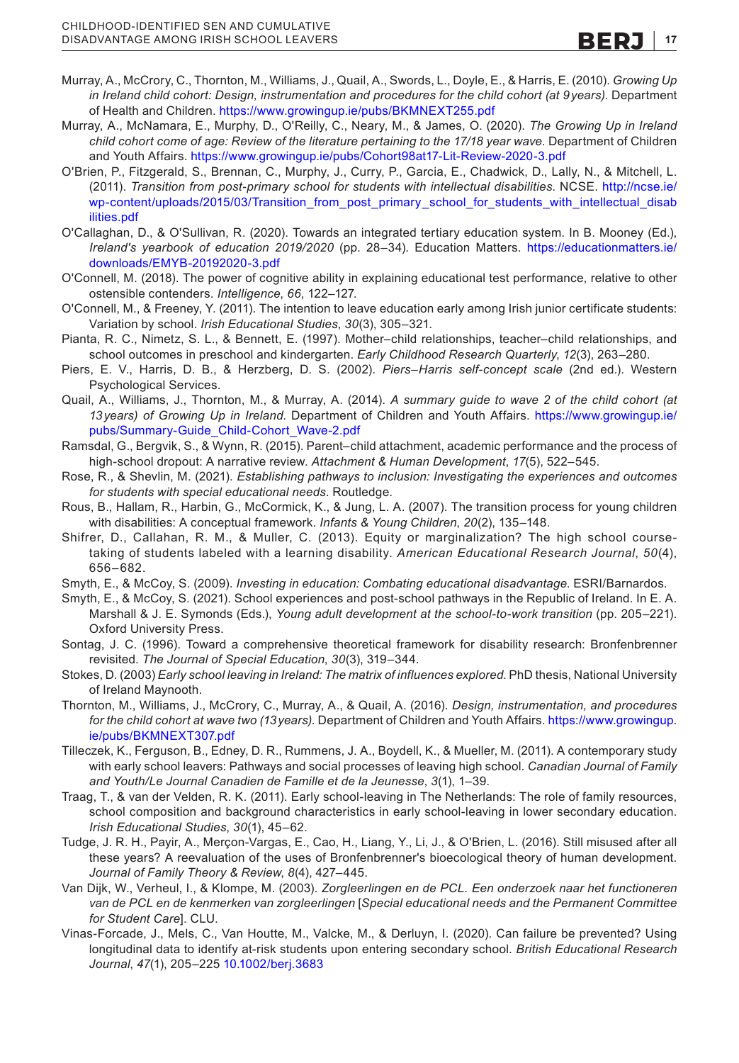Murray, A., McCrory, C., Thornton, M., Williams, J., Quail, A., Swords, L., Doyle, E., & Harris, E. (2010). *Growing Up in Ireland child cohort: Design, instrumentation and procedures for the child cohort (at 9 years)*. Department of Health and Children. https://www.growingup.ie/pubs/BKMNEXT255.pdf

Murray, A., McNamara, E., Murphy, D., O'Reilly, C., Neary, M., & James, O. (2020). *The Growing Up in Ireland child cohort come of age: Review of the literature pertaining to the 17/18 year wave*. Department of Children and Youth Affairs. https://www.growingup.ie/pubs/Cohort98at17-Lit-Review-2020-3.pdf

O'Brien, P., Fitzgerald, S., Brennan, C., Murphy, J., Curry, P., Garcia, E., Chadwick, D., Lally, N., & Mitchell, L. (2011). *Transition from post-primary school for students with intellectual disabilities*. NCSE. http://ncse.ie/wp-content/uploads/2015/03/Transition_from_post_primary_school_for_students_with_intellectual_disabilities.pdf

O'Callaghan, D., & O'Sullivan, R. (2020). Towards an integrated tertiary education system. In B. Mooney (Ed.), *Ireland's yearbook of education 2019/2020* (pp. 28–34). Education Matters. https://educationmatters.ie/downloads/EMYB-20192020-3.pdf

O'Connell, M. (2018). The power of cognitive ability in explaining educational test performance, relative to other ostensible contenders. *Intelligence*, *66*, 122–127.

O'Connell, M., & Freeney, Y. (2011). The intention to leave education early among Irish junior certificate students: Variation by school. *Irish Educational Studies*, *30*(3), 305–321.

Pianta, R. C., Nimetz, S. L., & Bennett, E. (1997). Mother–child relationships, teacher–child relationships, and school outcomes in preschool and kindergarten. *Early Childhood Research Quarterly*, *12*(3), 263–280.

Piers, E. V., Harris, D. B., & Herzberg, D. S. (2002). *Piers–Harris self-concept scale* (2nd ed.). Western Psychological Services.

Quail, A., Williams, J., Thornton, M., & Murray, A. (2014). *A summary guide to wave 2 of the child cohort (at 13 years) of Growing Up in Ireland*. Department of Children and Youth Affairs. https://www.growingup.ie/pubs/Summary-Guide_Child-Cohort_Wave-2.pdf

Ramsdal, G., Bergvik, S., & Wynn, R. (2015). Parent–child attachment, academic performance and the process of high-school dropout: A narrative review. *Attachment & Human Development*, *17*(5), 522–545.

Rose, R., & Shevlin, M. (2021). *Establishing pathways to inclusion: Investigating the experiences and outcomes for students with special educational needs*. Routledge.

Rous, B., Hallam, R., Harbin, G., McCormick, K., & Jung, L. A. (2007). The transition process for young children with disabilities: A conceptual framework. *Infants & Young Children*, *20*(2), 135–148.

Shifrer, D., Callahan, R. M., & Muller, C. (2013). Equity or marginalization? The high school course-taking of students labeled with a learning disability. *American Educational Research Journal*, *50*(4), 656–682.

Smyth, E., & McCoy, S. (2009). *Investing in education: Combating educational disadvantage*. ESRI/Barnardos.

Smyth, E., & McCoy, S. (2021). School experiences and post-school pathways in the Republic of Ireland. In E. A. Marshall & J. E. Symonds (Eds.), *Young adult development at the school-to-work transition* (pp. 205–221). Oxford University Press.

Sontag, J. C. (1996). Toward a comprehensive theoretical framework for disability research: Bronfenbrenner revisited. *The Journal of Special Education*, *30*(3), 319–344.

Stokes, D. (2003) *Early school leaving in Ireland: The matrix of influences explored*. PhD thesis, National University of Ireland Maynooth.

Thornton, M., Williams, J., McCrory, C., Murray, A., & Quail, A. (2016). *Design, instrumentation, and procedures for the child cohort at wave two (13 years)*. Department of Children and Youth Affairs. https://www.growingup.ie/pubs/BKMNEXT307.pdf

Tilleczek, K., Ferguson, B., Edney, D. R., Rummens, J. A., Boydell, K., & Mueller, M. (2011). A contemporary study with early school leavers: Pathways and social processes of leaving high school. *Canadian Journal of Family and Youth/Le Journal Canadien de Famille et de la Jeunesse*, *3*(1), 1–39.

Traag, T., & van der Velden, R. K. (2011). Early school-leaving in The Netherlands: The role of family resources, school composition and background characteristics in early school-leaving in lower secondary education. *Irish Educational Studies*, *30*(1), 45–62.

Tudge, J. R. H., Payir, A., Merçon-Vargas, E., Cao, H., Liang, Y., Li, J., & O'Brien, L. (2016). Still misused after all these years? A reevaluation of the uses of Bronfenbrenner's bioecological theory of human development. *Journal of Family Theory & Review*, *8*(4), 427–445.

Van Dijk, W., Verheul, I., & Klompe, M. (2003). *Zorgleerlingen en de PCL. Een onderzoek naar het functioneren van de PCL en de kenmerken van zorgleerlingen* [*Special educational needs and the Permanent Committee for Student Care*]. CLU.

Vinas-Forcade, J., Mels, C., Van Houtte, M., Valcke, M., & Derluyn, I. (2020). Can failure be prevented? Using longitudinal data to identify at-risk students upon entering secondary school. *British Educational Research Journal*, *47*(1), 205–225 10.1002/berj.3683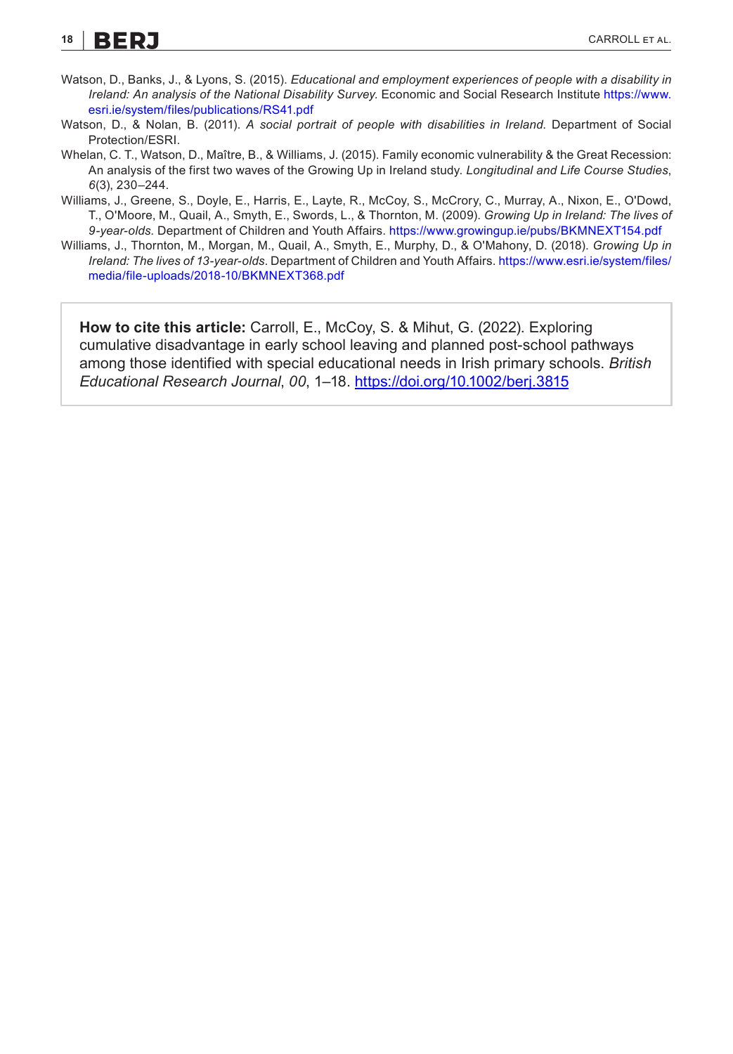Watson, D., Banks, J., & Lyons, S. (2015). *Educational and employment experiences of people with a disability in Ireland: An analysis of the National Disability Survey*. Economic and Social Research Institute https://www.esri.ie/system/files/publications/RS41.pdf

Watson, D., & Nolan, B. (2011). *A social portrait of people with disabilities in Ireland*. Department of Social Protection/ESRI.

Whelan, C. T., Watson, D., Maître, B., & Williams, J. (2015). Family economic vulnerability & the Great Recession: An analysis of the first two waves of the Growing Up in Ireland study. *Longitudinal and Life Course Studies*, *6*(3), 230–244.

Williams, J., Greene, S., Doyle, E., Harris, E., Layte, R., McCoy, S., McCrory, C., Murray, A., Nixon, E., O'Dowd, T., O'Moore, M., Quail, A., Smyth, E., Swords, L., & Thornton, M. (2009). *Growing Up in Ireland: The lives of 9-year-olds*. Department of Children and Youth Affairs. https://www.growingup.ie/pubs/BKMNEXT154.pdf

Williams, J., Thornton, M., Morgan, M., Quail, A., Smyth, E., Murphy, D., & O'Mahony, D. (2018). *Growing Up in Ireland: The lives of 13-year-olds*. Department of Children and Youth Affairs. https://www.esri.ie/system/files/media/file-uploads/2018-10/BKMNEXT368.pdf

**How to cite this article:** Carroll, E., McCoy, S. & Mihut, G. (2022). Exploring cumulative disadvantage in early school leaving and planned post-school pathways among those identified with special educational needs in Irish primary schools. *British Educational Research Journal*, *00*, 1–18. https://doi.org/10.1002/berj.3815